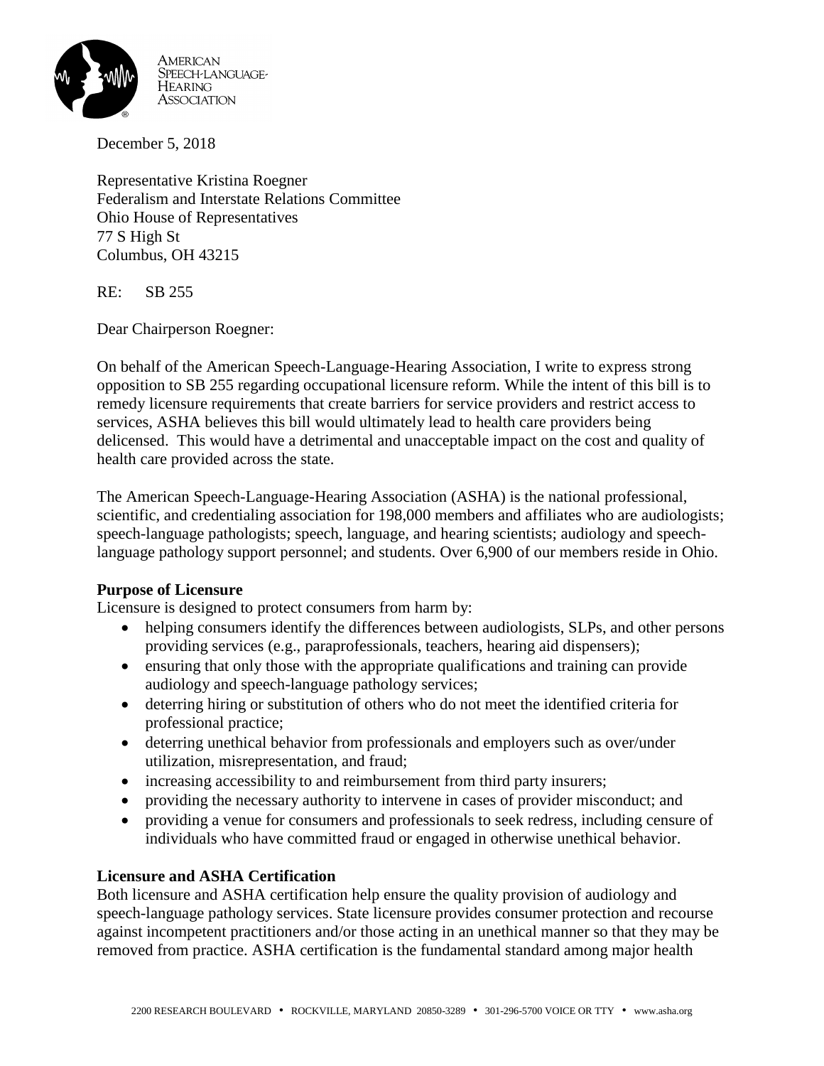American Speech-Language-Hearing Association

December 5, 2018

Representative Kristina Roegner
Federalism and Interstate Relations Committee
Ohio House of Representatives
77 S High St
Columbus, OH 43215

RE: SB 255

Dear Chairperson Roegner:

On behalf of the American Speech-Language-Hearing Association, I write to express strong opposition to SB 255 regarding occupational licensure reform. While the intent of this bill is to remedy licensure requirements that create barriers for service providers and restrict access to services, ASHA believes this bill would ultimately lead to health care providers being delicensed. This would have a detrimental and unacceptable impact on the cost and quality of health care provided across the state.

The American Speech-Language-Hearing Association (ASHA) is the national professional, scientific, and credentialing association for 198,000 members and affiliates who are audiologists; speech-language pathologists; speech, language, and hearing scientists; audiology and speech-language pathology support personnel; and students. Over 6,900 of our members reside in Ohio.

**Purpose of Licensure**

Licensure is designed to protect consumers from harm by:

- helping consumers identify the differences between audiologists, SLPs, and other persons providing services (e.g., paraprofessionals, teachers, hearing aid dispensers);
- ensuring that only those with the appropriate qualifications and training can provide audiology and speech-language pathology services;
- deterring hiring or substitution of others who do not meet the identified criteria for professional practice;
- deterring unethical behavior from professionals and employers such as over/under utilization, misrepresentation, and fraud;
- increasing accessibility to and reimbursement from third party insurers;
- providing the necessary authority to intervene in cases of provider misconduct; and
- providing a venue for consumers and professionals to seek redress, including censure of individuals who have committed fraud or engaged in otherwise unethical behavior.

**Licensure and ASHA Certification**

Both licensure and ASHA certification help ensure the quality provision of audiology and speech-language pathology services. State licensure provides consumer protection and recourse against incompetent practitioners and/or those acting in an unethical manner so that they may be removed from practice. ASHA certification is the fundamental standard among major health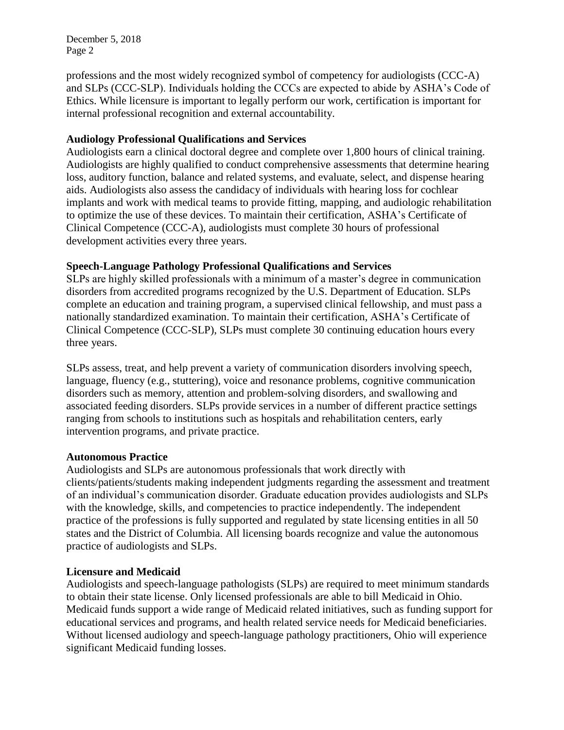professions and the most widely recognized symbol of competency for audiologists (CCC-A) and SLPs (CCC-SLP). Individuals holding the CCCs are expected to abide by ASHA's Code of Ethics. While licensure is important to legally perform our work, certification is important for internal professional recognition and external accountability.

**Audiology Professional Qualifications and Services**

Audiologists earn a clinical doctoral degree and complete over 1,800 hours of clinical training. Audiologists are highly qualified to conduct comprehensive assessments that determine hearing loss, auditory function, balance and related systems, and evaluate, select, and dispense hearing aids. Audiologists also assess the candidacy of individuals with hearing loss for cochlear implants and work with medical teams to provide fitting, mapping, and audiologic rehabilitation to optimize the use of these devices. To maintain their certification, ASHA's Certificate of Clinical Competence (CCC-A), audiologists must complete 30 hours of professional development activities every three years.

**Speech-Language Pathology Professional Qualifications and Services**

SLPs are highly skilled professionals with a minimum of a master's degree in communication disorders from accredited programs recognized by the U.S. Department of Education. SLPs complete an education and training program, a supervised clinical fellowship, and must pass a nationally standardized examination. To maintain their certification, ASHA's Certificate of Clinical Competence (CCC-SLP), SLPs must complete 30 continuing education hours every three years.

SLPs assess, treat, and help prevent a variety of communication disorders involving speech, language, fluency (e.g., stuttering), voice and resonance problems, cognitive communication disorders such as memory, attention and problem-solving disorders, and swallowing and associated feeding disorders. SLPs provide services in a number of different practice settings ranging from schools to institutions such as hospitals and rehabilitation centers, early intervention programs, and private practice.

**Autonomous Practice**

Audiologists and SLPs are autonomous professionals that work directly with clients/patients/students making independent judgments regarding the assessment and treatment of an individual's communication disorder. Graduate education provides audiologists and SLPs with the knowledge, skills, and competencies to practice independently. The independent practice of the professions is fully supported and regulated by state licensing entities in all 50 states and the District of Columbia. All licensing boards recognize and value the autonomous practice of audiologists and SLPs.

**Licensure and Medicaid**

Audiologists and speech-language pathologists (SLPs) are required to meet minimum standards to obtain their state license. Only licensed professionals are able to bill Medicaid in Ohio. Medicaid funds support a wide range of Medicaid related initiatives, such as funding support for educational services and programs, and health related service needs for Medicaid beneficiaries. Without licensed audiology and speech-language pathology practitioners, Ohio will experience significant Medicaid funding losses.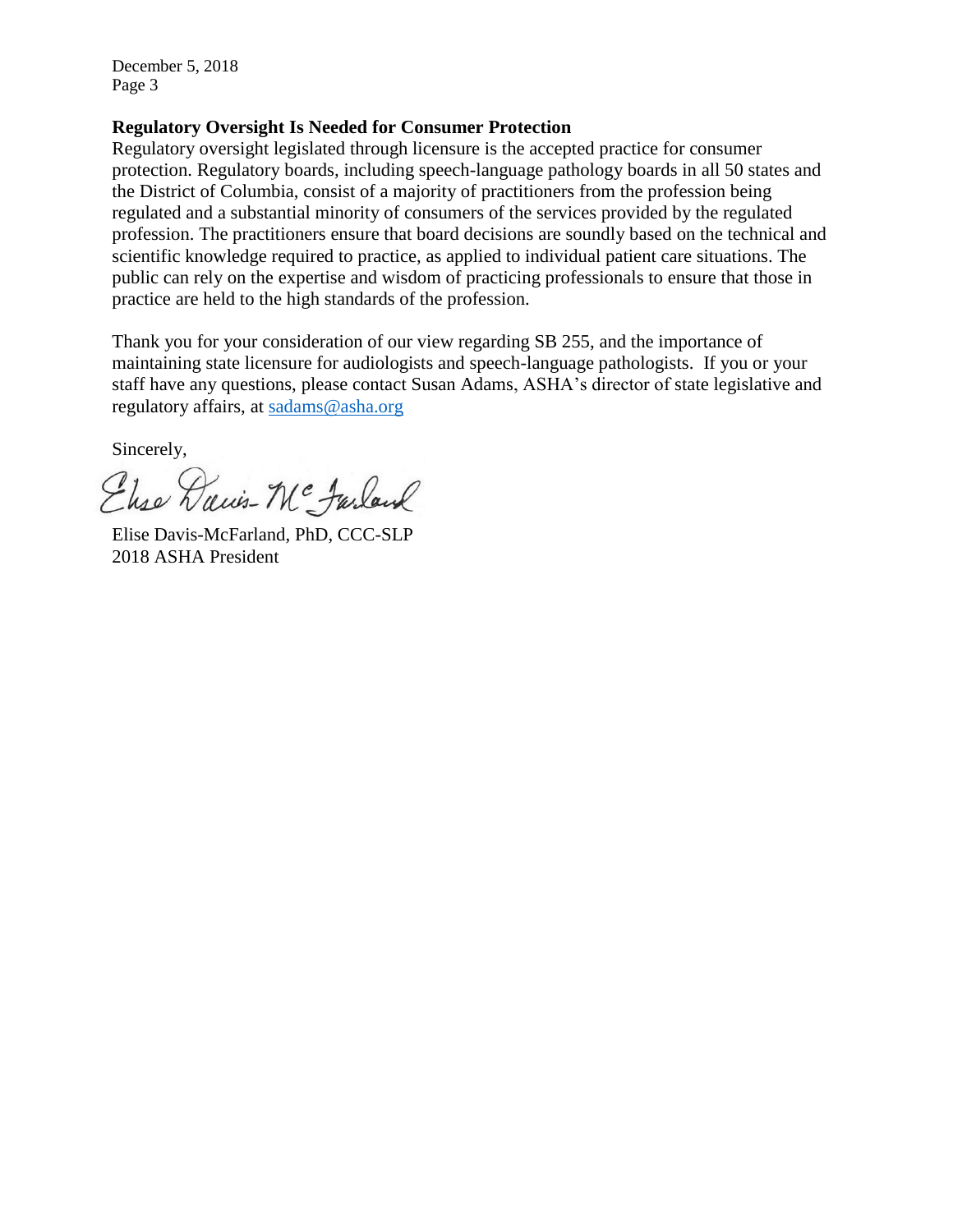## Regulatory Oversight Is Needed for Consumer Protection

Regulatory oversight legislated through licensure is the accepted practice for consumer protection. Regulatory boards, including speech-language pathology boards in all 50 states and the District of Columbia, consist of a majority of practitioners from the profession being regulated and a substantial minority of consumers of the services provided by the regulated profession. The practitioners ensure that board decisions are soundly based on the technical and scientific knowledge required to practice, as applied to individual patient care situations. The public can rely on the expertise and wisdom of practicing professionals to ensure that those in practice are held to the high standards of the profession.

Thank you for your consideration of our view regarding SB 255, and the importance of maintaining state licensure for audiologists and speech-language pathologists. If you or your staff have any questions, please contact Susan Adams, ASHA's director of state legislative and regulatory affairs, at sadams@asha.org

Sincerely,

Elise Davis-McFarland

Elise Davis-McFarland, PhD, CCC-SLP
2018 ASHA President